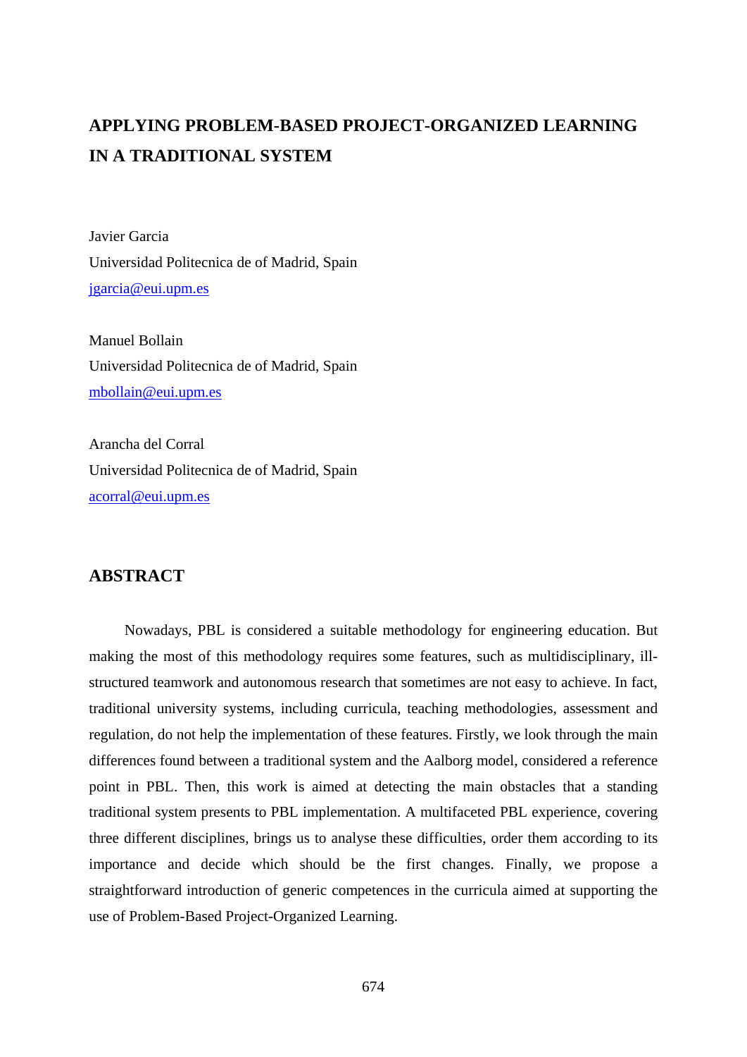# APPLYING PROBLEM-BASED PROJECT-ORGANIZED LEARNING IN A TRADITIONAL SYSTEM

Javier Garcia
Universidad Politecnica de of Madrid, Spain
jgarcia@eui.upm.es

Manuel Bollain
Universidad Politecnica de of Madrid, Spain
mbollain@eui.upm.es

Arancha del Corral
Universidad Politecnica de of Madrid, Spain
acorral@eui.upm.es

## ABSTRACT

Nowadays, PBL is considered a suitable methodology for engineering education. But making the most of this methodology requires some features, such as multidisciplinary, ill-structured teamwork and autonomous research that sometimes are not easy to achieve. In fact, traditional university systems, including curricula, teaching methodologies, assessment and regulation, do not help the implementation of these features. Firstly, we look through the main differences found between a traditional system and the Aalborg model, considered a reference point in PBL. Then, this work is aimed at detecting the main obstacles that a standing traditional system presents to PBL implementation. A multifaceted PBL experience, covering three different disciplines, brings us to analyse these difficulties, order them according to its importance and decide which should be the first changes. Finally, we propose a straightforward introduction of generic competences in the curricula aimed at supporting the use of Problem-Based Project-Organized Learning.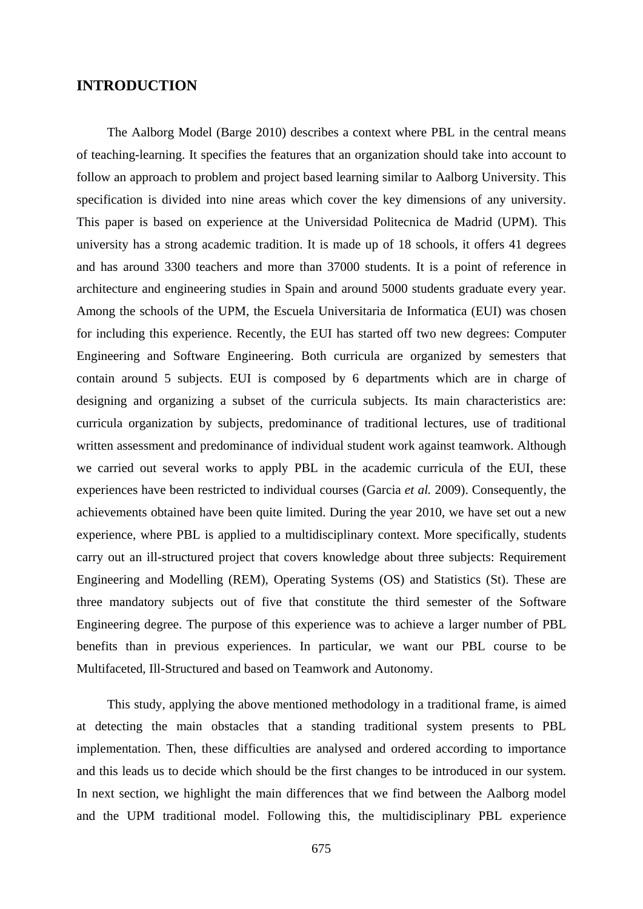## INTRODUCTION

The Aalborg Model (Barge 2010) describes a context where PBL in the central means of teaching-learning. It specifies the features that an organization should take into account to follow an approach to problem and project based learning similar to Aalborg University. This specification is divided into nine areas which cover the key dimensions of any university. This paper is based on experience at the Universidad Politecnica de Madrid (UPM). This university has a strong academic tradition. It is made up of 18 schools, it offers 41 degrees and has around 3300 teachers and more than 37000 students. It is a point of reference in architecture and engineering studies in Spain and around 5000 students graduate every year. Among the schools of the UPM, the Escuela Universitaria de Informatica (EUI) was chosen for including this experience. Recently, the EUI has started off two new degrees: Computer Engineering and Software Engineering. Both curricula are organized by semesters that contain around 5 subjects. EUI is composed by 6 departments which are in charge of designing and organizing a subset of the curricula subjects. Its main characteristics are: curricula organization by subjects, predominance of traditional lectures, use of traditional written assessment and predominance of individual student work against teamwork. Although we carried out several works to apply PBL in the academic curricula of the EUI, these experiences have been restricted to individual courses (Garcia *et al.* 2009). Consequently, the achievements obtained have been quite limited. During the year 2010, we have set out a new experience, where PBL is applied to a multidisciplinary context. More specifically, students carry out an ill-structured project that covers knowledge about three subjects: Requirement Engineering and Modelling (REM), Operating Systems (OS) and Statistics (St). These are three mandatory subjects out of five that constitute the third semester of the Software Engineering degree. The purpose of this experience was to achieve a larger number of PBL benefits than in previous experiences. In particular, we want our PBL course to be Multifaceted, Ill-Structured and based on Teamwork and Autonomy.

This study, applying the above mentioned methodology in a traditional frame, is aimed at detecting the main obstacles that a standing traditional system presents to PBL implementation. Then, these difficulties are analysed and ordered according to importance and this leads us to decide which should be the first changes to be introduced in our system. In next section, we highlight the main differences that we find between the Aalborg model and the UPM traditional model. Following this, the multidisciplinary PBL experience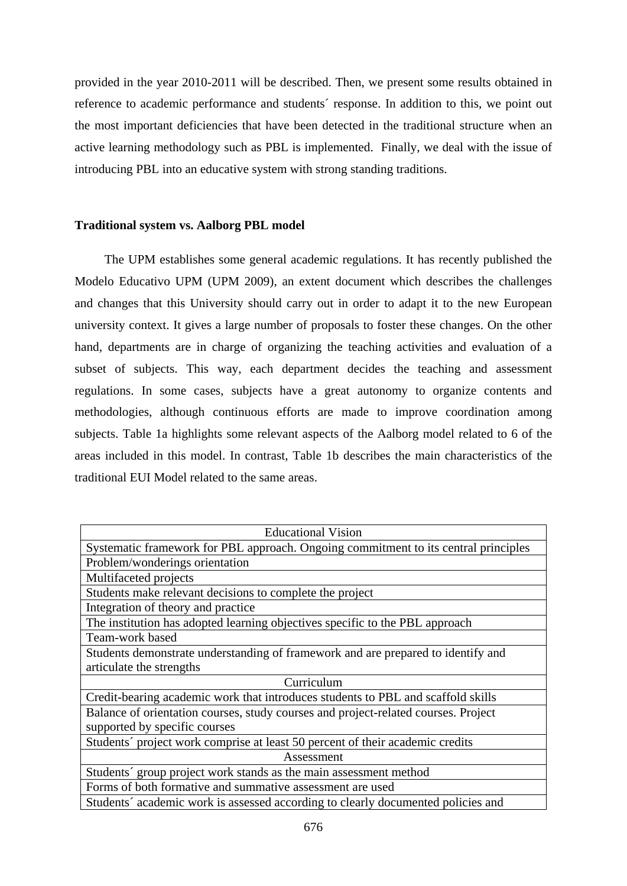provided in the year 2010-2011 will be described. Then, we present some results obtained in reference to academic performance and students´ response. In addition to this, we point out the most important deficiencies that have been detected in the traditional structure when an active learning methodology such as PBL is implemented. Finally, we deal with the issue of introducing PBL into an educative system with strong standing traditions.

## Traditional system vs. Aalborg PBL model

The UPM establishes some general academic regulations. It has recently published the Modelo Educativo UPM (UPM 2009), an extent document which describes the challenges and changes that this University should carry out in order to adapt it to the new European university context. It gives a large number of proposals to foster these changes. On the other hand, departments are in charge of organizing the teaching activities and evaluation of a subset of subjects. This way, each department decides the teaching and assessment regulations. In some cases, subjects have a great autonomy to organize contents and methodologies, although continuous efforts are made to improve coordination among subjects. Table 1a highlights some relevant aspects of the Aalborg model related to 6 of the areas included in this model. In contrast, Table 1b describes the main characteristics of the traditional EUI Model related to the same areas.

| Educational Vision |
|---|
| Systematic framework for PBL approach. Ongoing commitment to its central principles |
| Problem/wonderings orientation |
| Multifaceted projects |
| Students make relevant decisions to complete the project |
| Integration of theory and practice |
| The institution has adopted learning objectives specific to the PBL approach |
| Team-work based |
| Students demonstrate understanding of framework and are prepared to identify and articulate the strengths |
| Curriculum |
| Credit-bearing academic work that introduces students to PBL and scaffold skills |
| Balance of orientation courses, study courses and project-related courses. Project supported by specific courses |
| Students´ project work comprise at least 50 percent of their academic credits |
| Assessment |
| Students´ group project work stands as the main assessment method |
| Forms of both formative and summative assessment are used |
| Students´ academic work is assessed according to clearly documented policies and |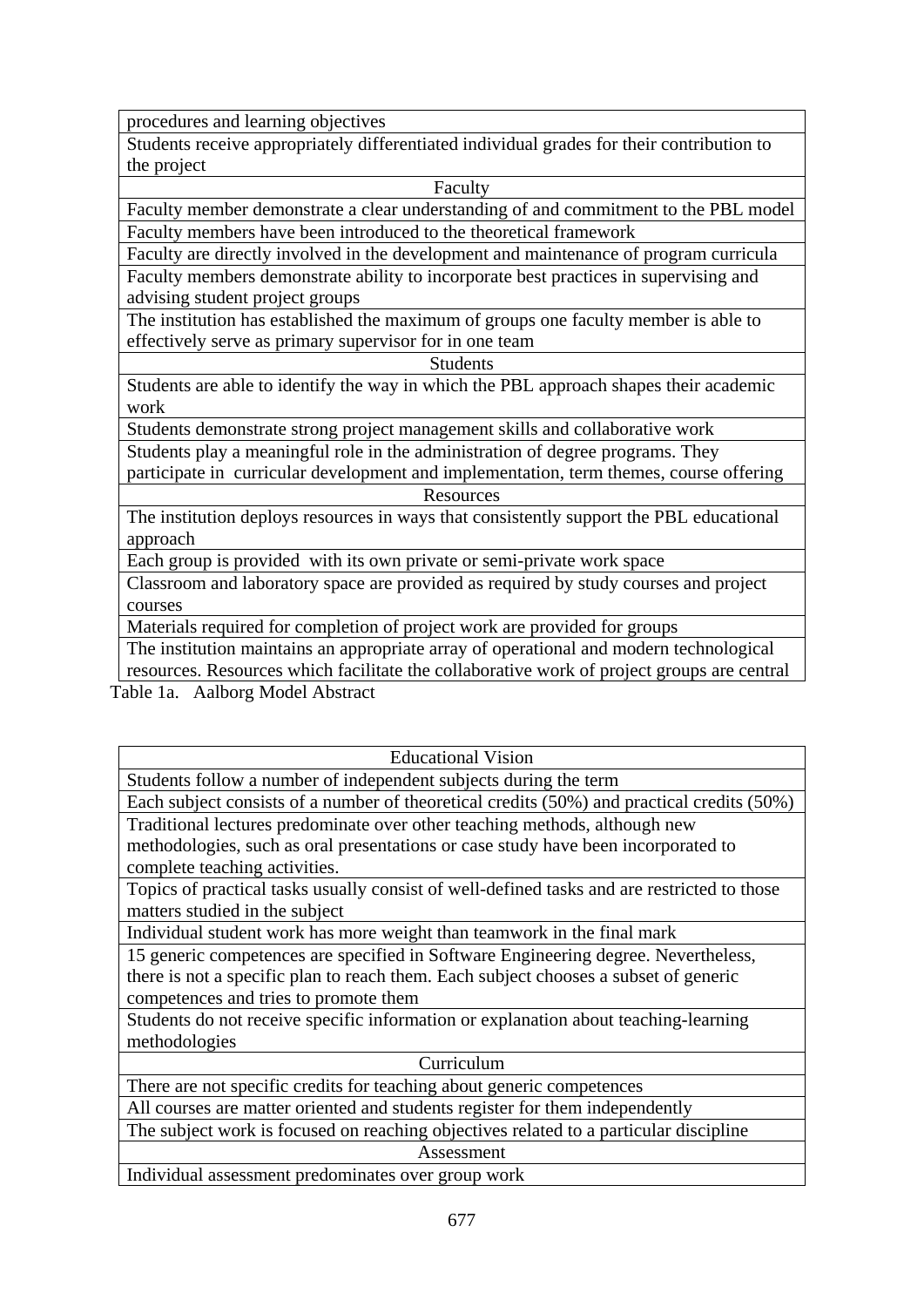| procedures and learning objectives |
|---|
| Students receive appropriately differentiated individual grades for their contribution to the project |
| Faculty |
| Faculty member demonstrate a clear understanding of and commitment to the PBL model |
| Faculty members have been introduced to the theoretical framework |
| Faculty are directly involved in the development and maintenance of program curricula |
| Faculty members demonstrate ability to incorporate best practices in supervising and advising student project groups |
| The institution has established the maximum of groups one faculty member is able to effectively serve as primary supervisor for in one team |
| Students |
| Students are able to identify the way in which the PBL approach shapes their academic work |
| Students demonstrate strong project management skills and collaborative work |
| Students play a meaningful role in the administration of degree programs. They participate in curricular development and implementation, term themes, course offering |
| Resources |
| The institution deploys resources in ways that consistently support the PBL educational approach |
| Each group is provided with its own private or semi-private work space |
| Classroom and laboratory space are provided as required by study courses and project courses |
| Materials required for completion of project work are provided for groups |
| The institution maintains an appropriate array of operational and modern technological resources. Resources which facilitate the collaborative work of project groups are central |

Table 1a. Aalborg Model Abstract

| Educational Vision |
|---|
| Students follow a number of independent subjects during the term |
| Each subject consists of a number of theoretical credits (50%) and practical credits (50%) |
| Traditional lectures predominate over other teaching methods, although new methodologies, such as oral presentations or case study have been incorporated to complete teaching activities. |
| Topics of practical tasks usually consist of well-defined tasks and are restricted to those matters studied in the subject |
| Individual student work has more weight than teamwork in the final mark |
| 15 generic competences are specified in Software Engineering degree. Nevertheless, there is not a specific plan to reach them. Each subject chooses a subset of generic competences and tries to promote them |
| Students do not receive specific information or explanation about teaching-learning methodologies |
| Curriculum |
| There are not specific credits for teaching about generic competences |
| All courses are matter oriented and students register for them independently |
| The subject work is focused on reaching objectives related to a particular discipline |
| Assessment |
| Individual assessment predominates over group work |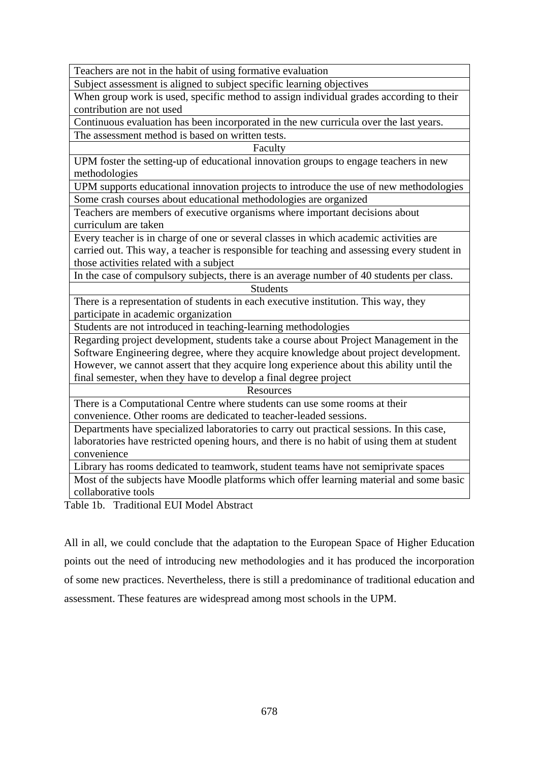| Teachers are not in the habit of using formative evaluation |
|---|
| Subject assessment is aligned to subject specific learning objectives |
| When group work is used, specific method to assign individual grades according to their contribution are not used |
| Continuous evaluation has been incorporated in the new curricula over the last years. |
| The assessment method is based on written tests. |
| Faculty |
| UPM foster the setting-up of educational innovation groups to engage teachers in new methodologies |
| UPM supports educational innovation projects to introduce the use of new methodologies |
| Some crash courses about educational methodologies are organized |
| Teachers are members of executive organisms where important decisions about curriculum are taken |
| Every teacher is in charge of one or several classes in which academic activities are carried out. This way, a teacher is responsible for teaching and assessing every student in those activities related with a subject |
| In the case of compulsory subjects, there is an average number of 40 students per class. |
| Students |
| There is a representation of students in each executive institution. This way, they participate in academic organization |
| Students are not introduced in teaching-learning methodologies |
| Regarding project development, students take a course about Project Management in the Software Engineering degree, where they acquire knowledge about project development. However, we cannot assert that they acquire long experience about this ability until the final semester, when they have to develop a final degree project |
| Resources |
| There is a Computational Centre where students can use some rooms at their convenience. Other rooms are dedicated to teacher-leaded sessions. |
| Departments have specialized laboratories to carry out practical sessions. In this case, laboratories have restricted opening hours, and there is no habit of using them at student convenience |
| Library has rooms dedicated to teamwork, student teams have not semiprivate spaces |
| Most of the subjects have Moodle platforms which offer learning material and some basic collaborative tools |

Table 1b. Traditional EUI Model Abstract

All in all, we could conclude that the adaptation to the European Space of Higher Education points out the need of introducing new methodologies and it has produced the incorporation of some new practices. Nevertheless, there is still a predominance of traditional education and assessment. These features are widespread among most schools in the UPM.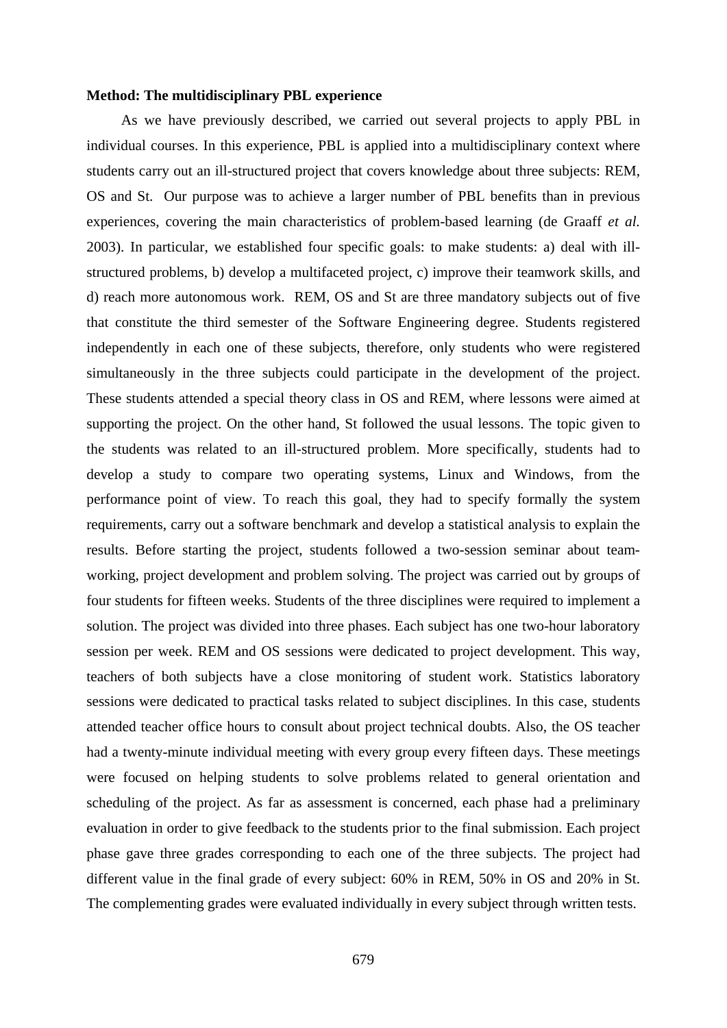**Method: The multidisciplinary PBL experience**

As we have previously described, we carried out several projects to apply PBL in individual courses. In this experience, PBL is applied into a multidisciplinary context where students carry out an ill-structured project that covers knowledge about three subjects: REM, OS and St. Our purpose was to achieve a larger number of PBL benefits than in previous experiences, covering the main characteristics of problem-based learning (de Graaff *et al.* 2003). In particular, we established four specific goals: to make students: a) deal with ill-structured problems, b) develop a multifaceted project, c) improve their teamwork skills, and d) reach more autonomous work. REM, OS and St are three mandatory subjects out of five that constitute the third semester of the Software Engineering degree. Students registered independently in each one of these subjects, therefore, only students who were registered simultaneously in the three subjects could participate in the development of the project. These students attended a special theory class in OS and REM, where lessons were aimed at supporting the project. On the other hand, St followed the usual lessons. The topic given to the students was related to an ill-structured problem. More specifically, students had to develop a study to compare two operating systems, Linux and Windows, from the performance point of view. To reach this goal, they had to specify formally the system requirements, carry out a software benchmark and develop a statistical analysis to explain the results. Before starting the project, students followed a two-session seminar about team-working, project development and problem solving. The project was carried out by groups of four students for fifteen weeks. Students of the three disciplines were required to implement a solution. The project was divided into three phases. Each subject has one two-hour laboratory session per week. REM and OS sessions were dedicated to project development. This way, teachers of both subjects have a close monitoring of student work. Statistics laboratory sessions were dedicated to practical tasks related to subject disciplines. In this case, students attended teacher office hours to consult about project technical doubts. Also, the OS teacher had a twenty-minute individual meeting with every group every fifteen days. These meetings were focused on helping students to solve problems related to general orientation and scheduling of the project. As far as assessment is concerned, each phase had a preliminary evaluation in order to give feedback to the students prior to the final submission. Each project phase gave three grades corresponding to each one of the three subjects. The project had different value in the final grade of every subject: 60% in REM, 50% in OS and 20% in St. The complementing grades were evaluated individually in every subject through written tests.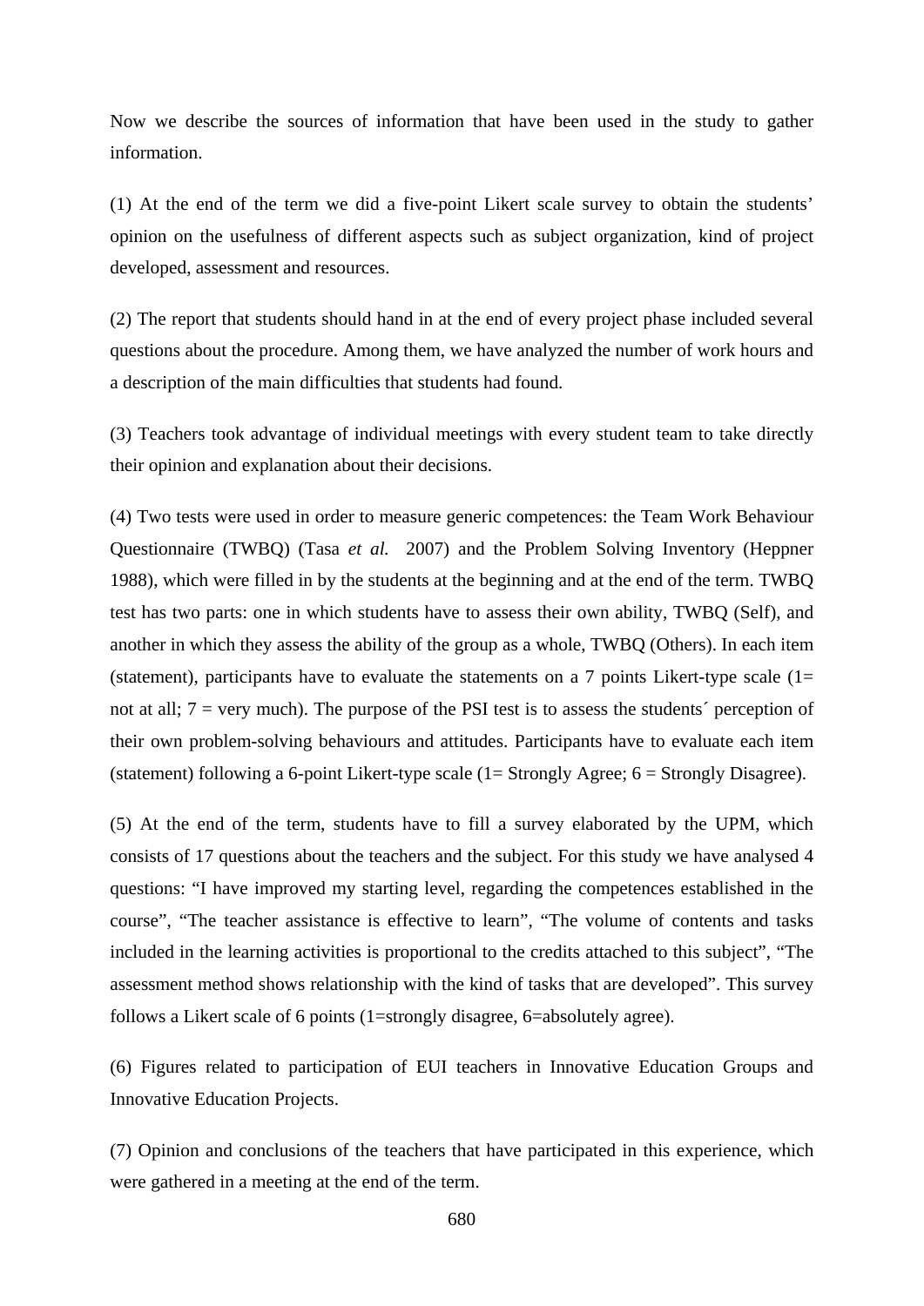Now we describe the sources of information that have been used in the study to gather information.

(1) At the end of the term we did a five-point Likert scale survey to obtain the students' opinion on the usefulness of different aspects such as subject organization, kind of project developed, assessment and resources.

(2) The report that students should hand in at the end of every project phase included several questions about the procedure. Among them, we have analyzed the number of work hours and a description of the main difficulties that students had found.

(3) Teachers took advantage of individual meetings with every student team to take directly their opinion and explanation about their decisions.

(4) Two tests were used in order to measure generic competences: the Team Work Behaviour Questionnaire (TWBQ) (Tasa *et al.* 2007) and the Problem Solving Inventory (Heppner 1988), which were filled in by the students at the beginning and at the end of the term. TWBQ test has two parts: one in which students have to assess their own ability, TWBQ (Self), and another in which they assess the ability of the group as a whole, TWBQ (Others). In each item (statement), participants have to evaluate the statements on a 7 points Likert-type scale (1= not at all; 7 = very much). The purpose of the PSI test is to assess the students´ perception of their own problem-solving behaviours and attitudes. Participants have to evaluate each item (statement) following a 6-point Likert-type scale (1= Strongly Agree; 6 = Strongly Disagree).

(5) At the end of the term, students have to fill a survey elaborated by the UPM, which consists of 17 questions about the teachers and the subject. For this study we have analysed 4 questions: "I have improved my starting level, regarding the competences established in the course", "The teacher assistance is effective to learn", "The volume of contents and tasks included in the learning activities is proportional to the credits attached to this subject", "The assessment method shows relationship with the kind of tasks that are developed". This survey follows a Likert scale of 6 points (1=strongly disagree, 6=absolutely agree).

(6) Figures related to participation of EUI teachers in Innovative Education Groups and Innovative Education Projects.

(7) Opinion and conclusions of the teachers that have participated in this experience, which were gathered in a meeting at the end of the term.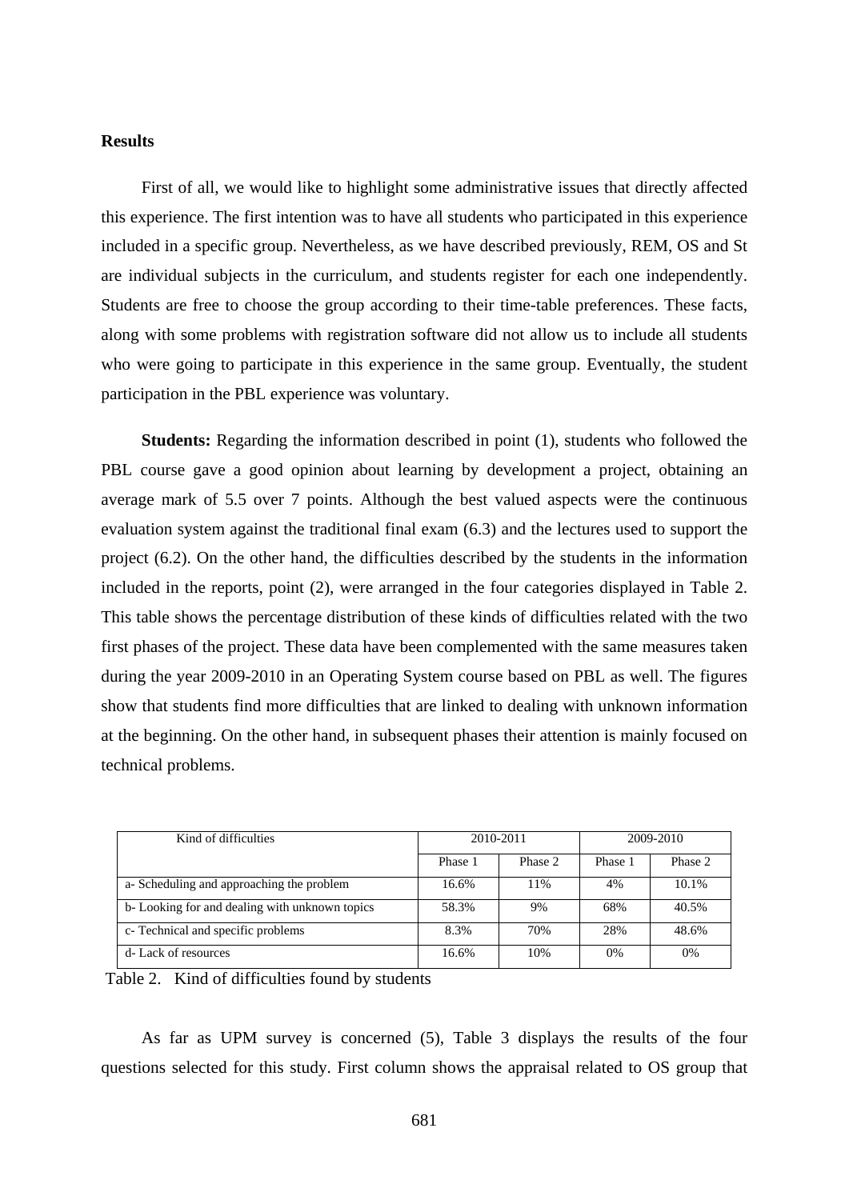**Results**

First of all, we would like to highlight some administrative issues that directly affected this experience. The first intention was to have all students who participated in this experience included in a specific group. Nevertheless, as we have described previously, REM, OS and St are individual subjects in the curriculum, and students register for each one independently. Students are free to choose the group according to their time-table preferences. These facts, along with some problems with registration software did not allow us to include all students who were going to participate in this experience in the same group. Eventually, the student participation in the PBL experience was voluntary.

**Students:** Regarding the information described in point (1), students who followed the PBL course gave a good opinion about learning by development a project, obtaining an average mark of 5.5 over 7 points. Although the best valued aspects were the continuous evaluation system against the traditional final exam (6.3) and the lectures used to support the project (6.2). On the other hand, the difficulties described by the students in the information included in the reports, point (2), were arranged in the four categories displayed in Table 2. This table shows the percentage distribution of these kinds of difficulties related with the two first phases of the project. These data have been complemented with the same measures taken during the year 2009-2010 in an Operating System course based on PBL as well. The figures show that students find more difficulties that are linked to dealing with unknown information at the beginning. On the other hand, in subsequent phases their attention is mainly focused on technical problems.

| Kind of difficulties | 2010-2011 | | 2009-2010 | |
|---|---|---|---|---|
| | Phase 1 | Phase 2 | Phase 1 | Phase 2 |
| a- Scheduling and approaching the problem | 16.6% | 11% | 4% | 10.1% |
| b- Looking for and dealing with unknown topics | 58.3% | 9% | 68% | 40.5% |
| c- Technical and specific problems | 8.3% | 70% | 28% | 48.6% |
| d- Lack of resources | 16.6% | 10% | 0% | 0% |

Table 2. Kind of difficulties found by students

As far as UPM survey is concerned (5), Table 3 displays the results of the four questions selected for this study. First column shows the appraisal related to OS group that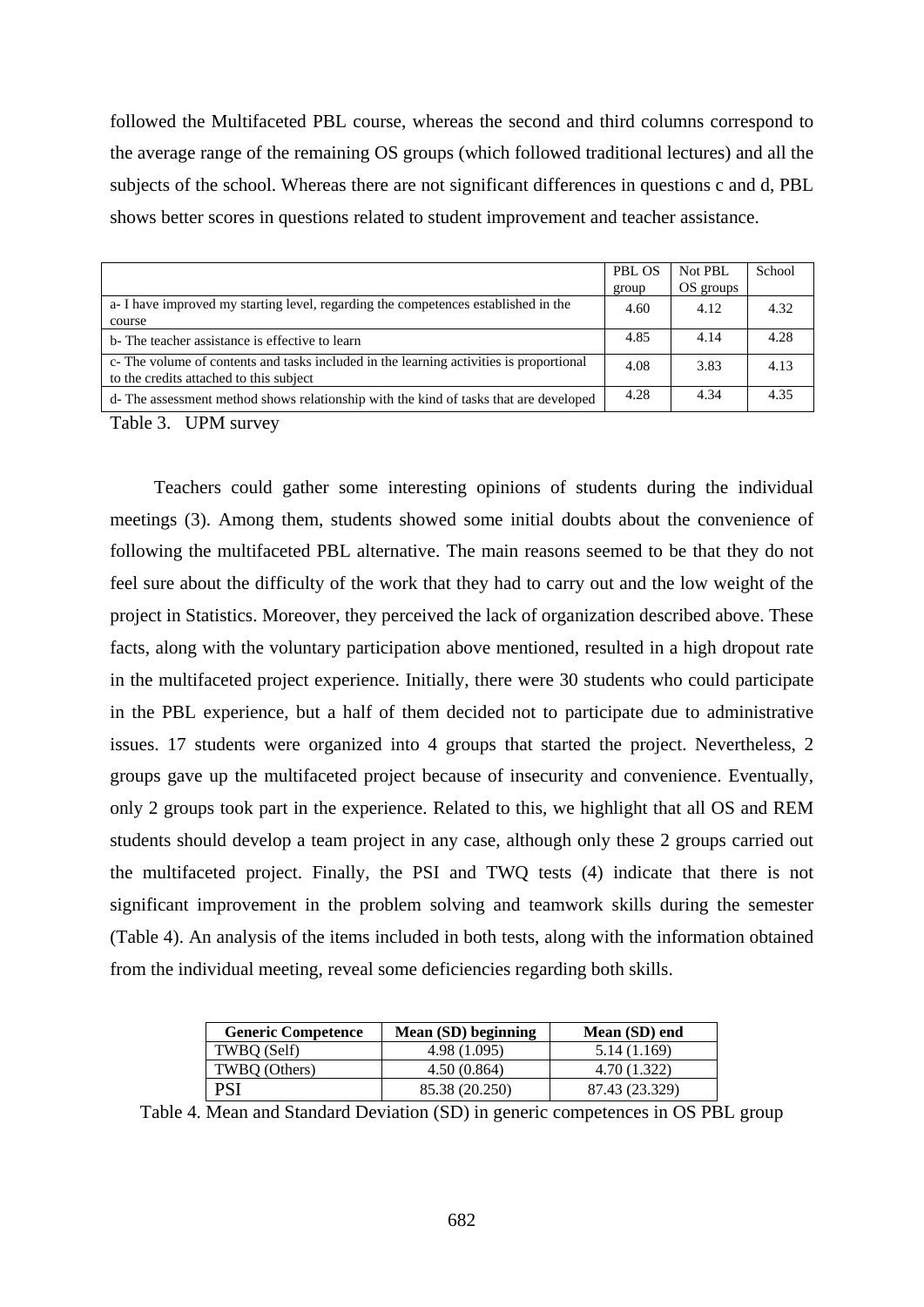followed the Multifaceted PBL course, whereas the second and third columns correspond to the average range of the remaining OS groups (which followed traditional lectures) and all the subjects of the school. Whereas there are not significant differences in questions c and d, PBL shows better scores in questions related to student improvement and teacher assistance.

| | PBL OS group | Not PBL OS groups | School |
|---|---|---|---|
| a- I have improved my starting level, regarding the competences established in the course | 4.60 | 4.12 | 4.32 |
| b- The teacher assistance is effective to learn | 4.85 | 4.14 | 4.28 |
| c- The volume of contents and tasks included in the learning activities is proportional to the credits attached to this subject | 4.08 | 3.83 | 4.13 |
| d- The assessment method shows relationship with the kind of tasks that are developed | 4.28 | 4.34 | 4.35 |

Table 3. UPM survey

Teachers could gather some interesting opinions of students during the individual meetings (3). Among them, students showed some initial doubts about the convenience of following the multifaceted PBL alternative. The main reasons seemed to be that they do not feel sure about the difficulty of the work that they had to carry out and the low weight of the project in Statistics. Moreover, they perceived the lack of organization described above. These facts, along with the voluntary participation above mentioned, resulted in a high dropout rate in the multifaceted project experience. Initially, there were 30 students who could participate in the PBL experience, but a half of them decided not to participate due to administrative issues. 17 students were organized into 4 groups that started the project. Nevertheless, 2 groups gave up the multifaceted project because of insecurity and convenience. Eventually, only 2 groups took part in the experience. Related to this, we highlight that all OS and REM students should develop a team project in any case, although only these 2 groups carried out the multifaceted project. Finally, the PSI and TWQ tests (4) indicate that there is not significant improvement in the problem solving and teamwork skills during the semester (Table 4). An analysis of the items included in both tests, along with the information obtained from the individual meeting, reveal some deficiencies regarding both skills.

| Generic Competence | Mean (SD) beginning | Mean (SD) end |
|---|---|---|
| TWBQ (Self) | 4.98 (1.095) | 5.14 (1.169) |
| TWBQ (Others) | 4.50 (0.864) | 4.70 (1.322) |
| PSI | 85.38 (20.250) | 87.43 (23.329) |

Table 4. Mean and Standard Deviation (SD) in generic competences in OS PBL group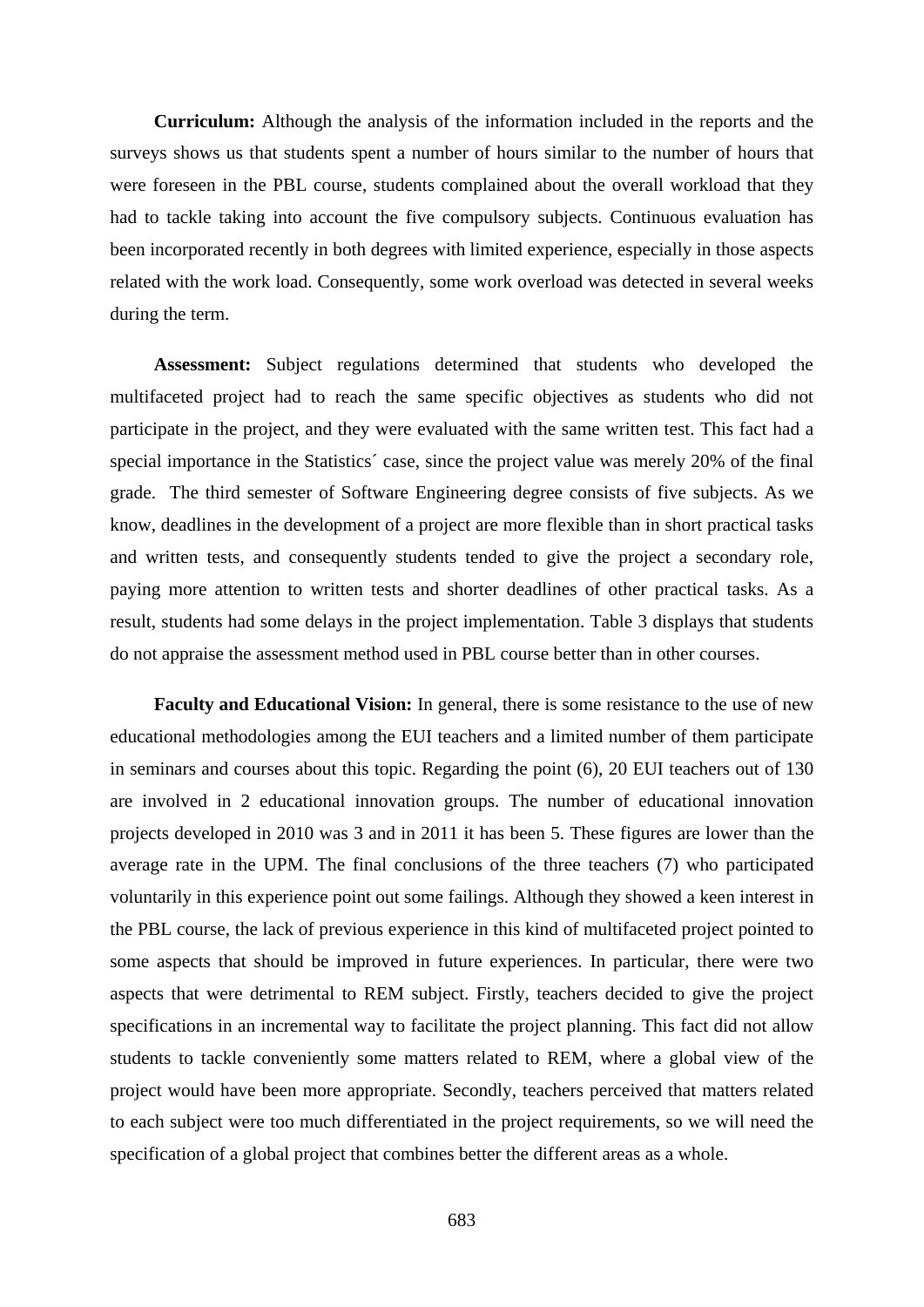**Curriculum:** Although the analysis of the information included in the reports and the surveys shows us that students spent a number of hours similar to the number of hours that were foreseen in the PBL course, students complained about the overall workload that they had to tackle taking into account the five compulsory subjects. Continuous evaluation has been incorporated recently in both degrees with limited experience, especially in those aspects related with the work load. Consequently, some work overload was detected in several weeks during the term.

**Assessment:** Subject regulations determined that students who developed the multifaceted project had to reach the same specific objectives as students who did not participate in the project, and they were evaluated with the same written test. This fact had a special importance in the Statistics´ case, since the project value was merely 20% of the final grade. The third semester of Software Engineering degree consists of five subjects. As we know, deadlines in the development of a project are more flexible than in short practical tasks and written tests, and consequently students tended to give the project a secondary role, paying more attention to written tests and shorter deadlines of other practical tasks. As a result, students had some delays in the project implementation. Table 3 displays that students do not appraise the assessment method used in PBL course better than in other courses.

**Faculty and Educational Vision:** In general, there is some resistance to the use of new educational methodologies among the EUI teachers and a limited number of them participate in seminars and courses about this topic. Regarding the point (6), 20 EUI teachers out of 130 are involved in 2 educational innovation groups. The number of educational innovation projects developed in 2010 was 3 and in 2011 it has been 5. These figures are lower than the average rate in the UPM. The final conclusions of the three teachers (7) who participated voluntarily in this experience point out some failings. Although they showed a keen interest in the PBL course, the lack of previous experience in this kind of multifaceted project pointed to some aspects that should be improved in future experiences. In particular, there were two aspects that were detrimental to REM subject. Firstly, teachers decided to give the project specifications in an incremental way to facilitate the project planning. This fact did not allow students to tackle conveniently some matters related to REM, where a global view of the project would have been more appropriate. Secondly, teachers perceived that matters related to each subject were too much differentiated in the project requirements, so we will need the specification of a global project that combines better the different areas as a whole.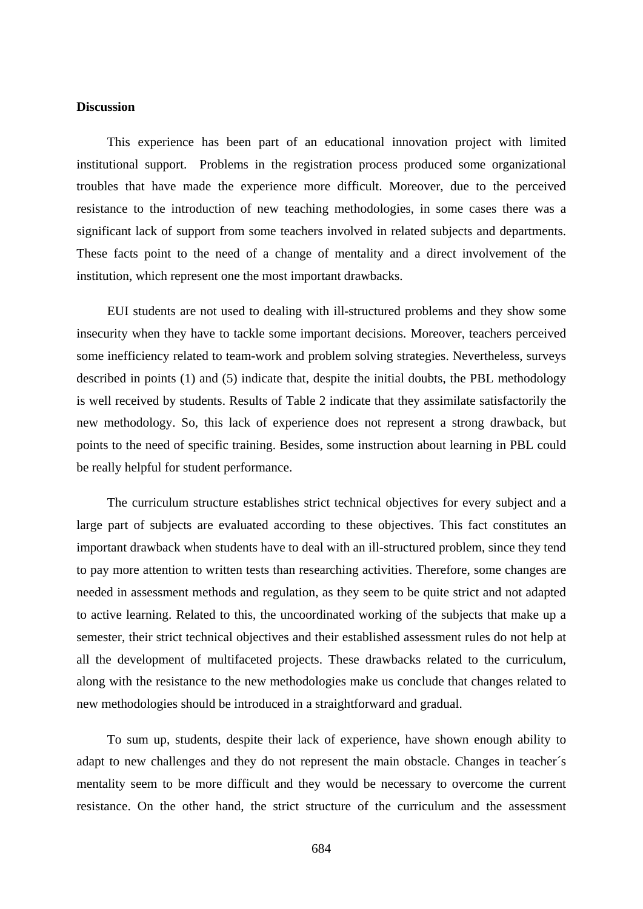**Discussion**

This experience has been part of an educational innovation project with limited institutional support.  Problems in the registration process produced some organizational troubles that have made the experience more difficult. Moreover, due to the perceived resistance to the introduction of new teaching methodologies, in some cases there was a significant lack of support from some teachers involved in related subjects and departments. These facts point to the need of a change of mentality and a direct involvement of the institution, which represent one the most important drawbacks.

EUI students are not used to dealing with ill-structured problems and they show some insecurity when they have to tackle some important decisions. Moreover, teachers perceived some inefficiency related to team-work and problem solving strategies. Nevertheless, surveys described in points (1) and (5) indicate that, despite the initial doubts, the PBL methodology is well received by students. Results of Table 2 indicate that they assimilate satisfactorily the new methodology. So, this lack of experience does not represent a strong drawback, but points to the need of specific training. Besides, some instruction about learning in PBL could be really helpful for student performance.

The curriculum structure establishes strict technical objectives for every subject and a large part of subjects are evaluated according to these objectives. This fact constitutes an important drawback when students have to deal with an ill-structured problem, since they tend to pay more attention to written tests than researching activities. Therefore, some changes are needed in assessment methods and regulation, as they seem to be quite strict and not adapted to active learning. Related to this, the uncoordinated working of the subjects that make up a semester, their strict technical objectives and their established assessment rules do not help at all the development of multifaceted projects. These drawbacks related to the curriculum, along with the resistance to the new methodologies make us conclude that changes related to new methodologies should be introduced in a straightforward and gradual.

To sum up, students, despite their lack of experience, have shown enough ability to adapt to new challenges and they do not represent the main obstacle. Changes in teacher´s mentality seem to be more difficult and they would be necessary to overcome the current resistance. On the other hand, the strict structure of the curriculum and the assessment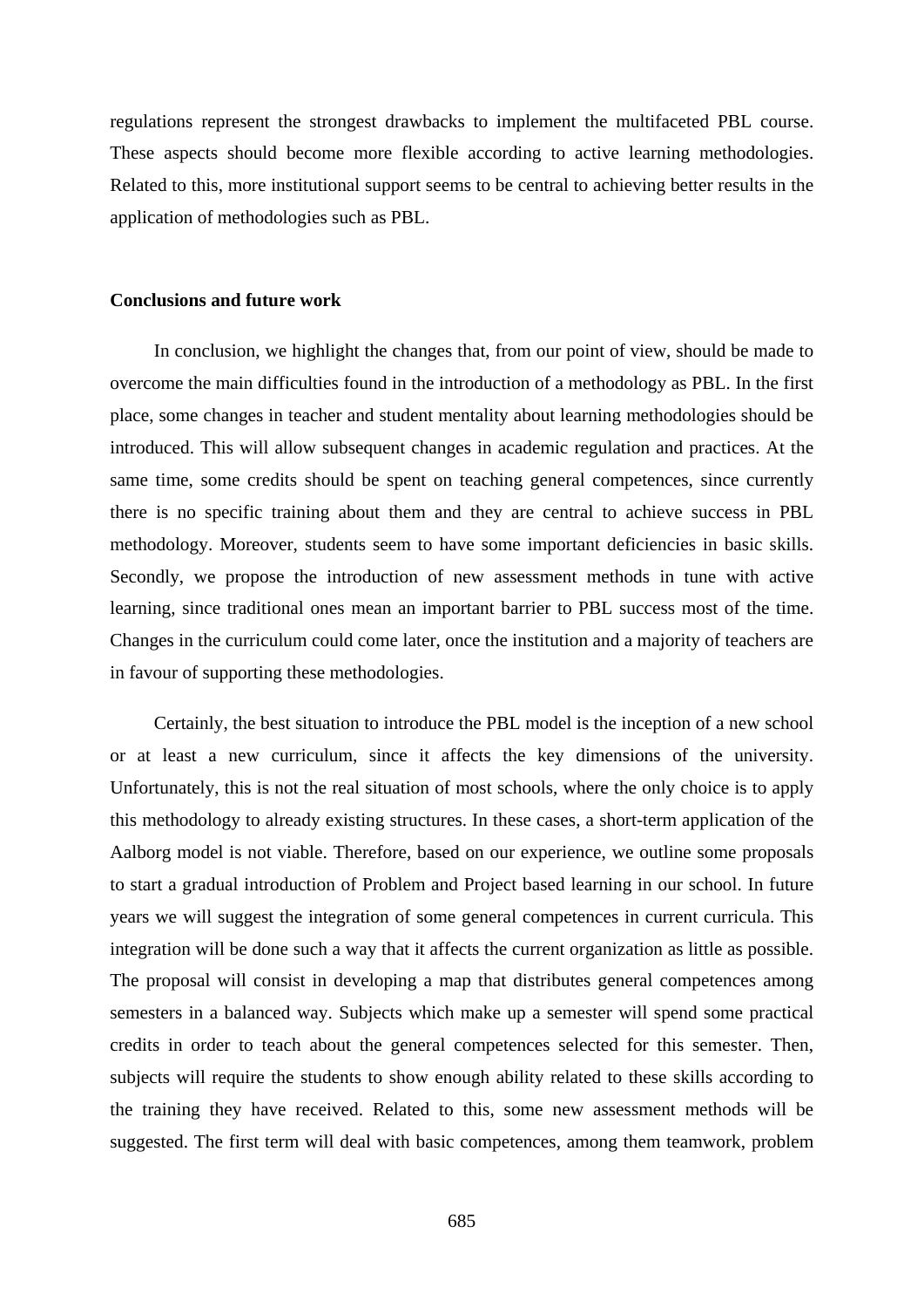regulations represent the strongest drawbacks to implement the multifaceted PBL course. These aspects should become more flexible according to active learning methodologies. Related to this, more institutional support seems to be central to achieving better results in the application of methodologies such as PBL.

## Conclusions and future work

In conclusion, we highlight the changes that, from our point of view, should be made to overcome the main difficulties found in the introduction of a methodology as PBL. In the first place, some changes in teacher and student mentality about learning methodologies should be introduced. This will allow subsequent changes in academic regulation and practices. At the same time, some credits should be spent on teaching general competences, since currently there is no specific training about them and they are central to achieve success in PBL methodology. Moreover, students seem to have some important deficiencies in basic skills. Secondly, we propose the introduction of new assessment methods in tune with active learning, since traditional ones mean an important barrier to PBL success most of the time. Changes in the curriculum could come later, once the institution and a majority of teachers are in favour of supporting these methodologies.

Certainly, the best situation to introduce the PBL model is the inception of a new school or at least a new curriculum, since it affects the key dimensions of the university. Unfortunately, this is not the real situation of most schools, where the only choice is to apply this methodology to already existing structures. In these cases, a short-term application of the Aalborg model is not viable. Therefore, based on our experience, we outline some proposals to start a gradual introduction of Problem and Project based learning in our school. In future years we will suggest the integration of some general competences in current curricula. This integration will be done such a way that it affects the current organization as little as possible. The proposal will consist in developing a map that distributes general competences among semesters in a balanced way. Subjects which make up a semester will spend some practical credits in order to teach about the general competences selected for this semester. Then, subjects will require the students to show enough ability related to these skills according to the training they have received. Related to this, some new assessment methods will be suggested. The first term will deal with basic competences, among them teamwork, problem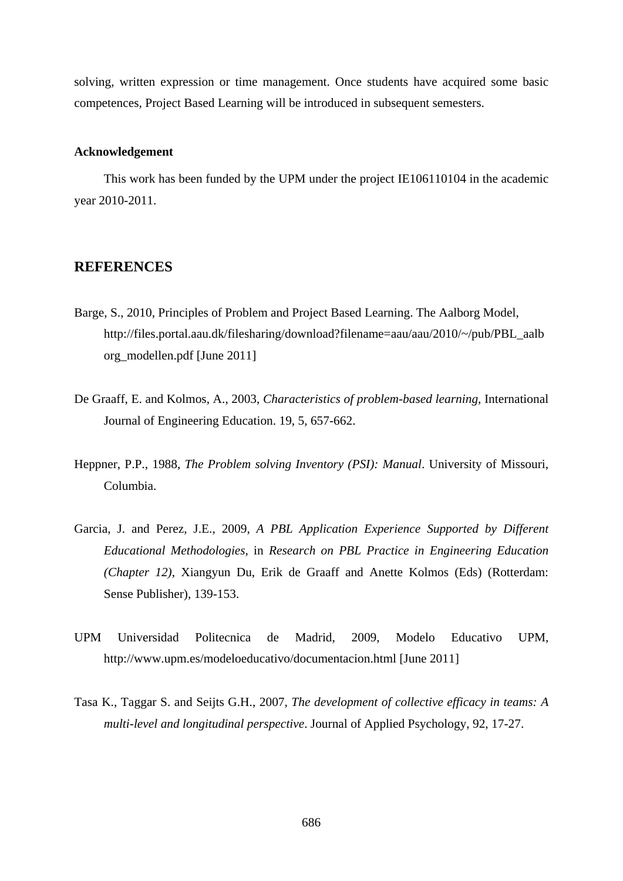solving, written expression or time management. Once students have acquired some basic competences, Project Based Learning will be introduced in subsequent semesters.

**Acknowledgement**

This work has been funded by the UPM under the project IE106110104 in the academic year 2010-2011.

## REFERENCES

Barge, S., 2010, Principles of Problem and Project Based Learning. The Aalborg Model, http://files.portal.aau.dk/filesharing/download?filename=aau/aau/2010/~/pub/PBL_aalborg_modellen.pdf [June 2011]

De Graaff, E. and Kolmos, A., 2003, *Characteristics of problem-based learning*, International Journal of Engineering Education. 19, 5, 657-662.

Heppner, P.P., 1988, *The Problem solving Inventory (PSI): Manual*. University of Missouri, Columbia.

Garcia, J. and Perez, J.E., 2009, *A PBL Application Experience Supported by Different Educational Methodologies*, in *Research on PBL Practice in Engineering Education (Chapter 12)*, Xiangyun Du, Erik de Graaff and Anette Kolmos (Eds) (Rotterdam: Sense Publisher), 139-153.

UPM Universidad Politecnica de Madrid, 2009, Modelo Educativo UPM, http://www.upm.es/modeloeducativo/documentacion.html [June 2011]

Tasa K., Taggar S. and Seijts G.H., 2007, *The development of collective efficacy in teams: A multi-level and longitudinal perspective*. Journal of Applied Psychology, 92, 17-27.